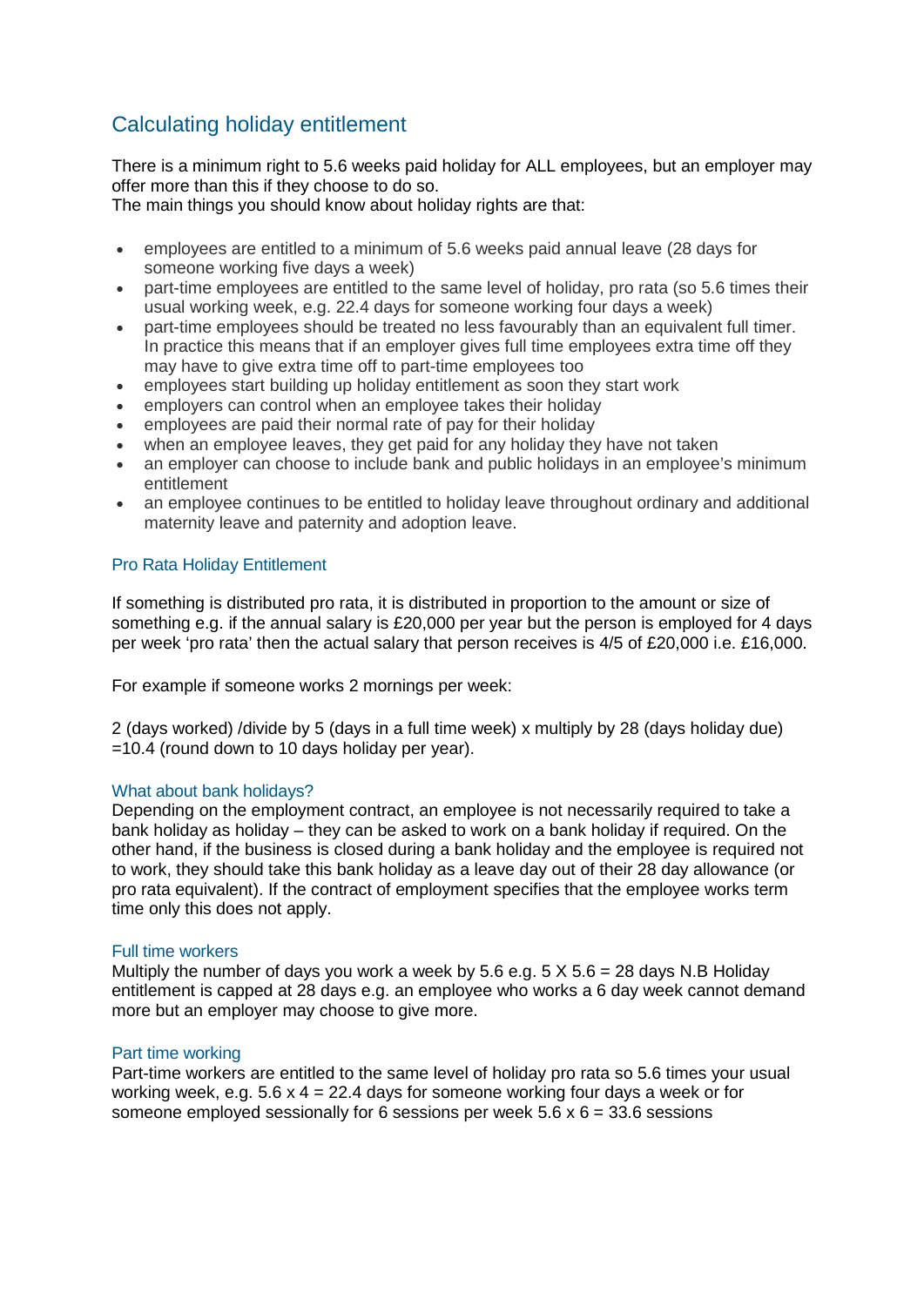## Calculating holiday entitlement

There is a minimum right to 5.6 weeks paid holiday for ALL employees, but an employer may offer more than this if they choose to do so.
The main things you should know about holiday rights are that:

- employees are entitled to a minimum of 5.6 weeks paid annual leave (28 days for someone working five days a week)
- part-time employees are entitled to the same level of holiday, pro rata (so 5.6 times their usual working week, e.g. 22.4 days for someone working four days a week)
- part-time employees should be treated no less favourably than an equivalent full timer. In practice this means that if an employer gives full time employees extra time off they may have to give extra time off to part-time employees too
- employees start building up holiday entitlement as soon they start work
- employers can control when an employee takes their holiday
- employees are paid their normal rate of pay for their holiday
- when an employee leaves, they get paid for any holiday they have not taken
- an employer can choose to include bank and public holidays in an employee's minimum entitlement
- an employee continues to be entitled to holiday leave throughout ordinary and additional maternity leave and paternity and adoption leave.

### Pro Rata Holiday Entitlement

If something is distributed pro rata, it is distributed in proportion to the amount or size of something e.g. if the annual salary is £20,000 per year but the person is employed for 4 days per week 'pro rata' then the actual salary that person receives is 4/5 of £20,000 i.e. £16,000.

For example if someone works 2 mornings per week:

2 (days worked) /divide by 5 (days in a full time week) x multiply by 28 (days holiday due) =10.4 (round down to 10 days holiday per year).

#### What about bank holidays?

Depending on the employment contract, an employee is not necessarily required to take a bank holiday as holiday – they can be asked to work on a bank holiday if required. On the other hand, if the business is closed during a bank holiday and the employee is required not to work, they should take this bank holiday as a leave day out of their 28 day allowance (or pro rata equivalent). If the contract of employment specifies that the employee works term time only this does not apply.

#### Full time workers

Multiply the number of days you work a week by 5.6 e.g. 5 X 5.6 = 28 days N.B Holiday entitlement is capped at 28 days e.g. an employee who works a 6 day week cannot demand more but an employer may choose to give more.

#### Part time working

Part-time workers are entitled to the same level of holiday pro rata so 5.6 times your usual working week, e.g. 5.6 x 4 = 22.4 days for someone working four days a week or for someone employed sessionally for 6 sessions per week 5.6 x 6 = 33.6 sessions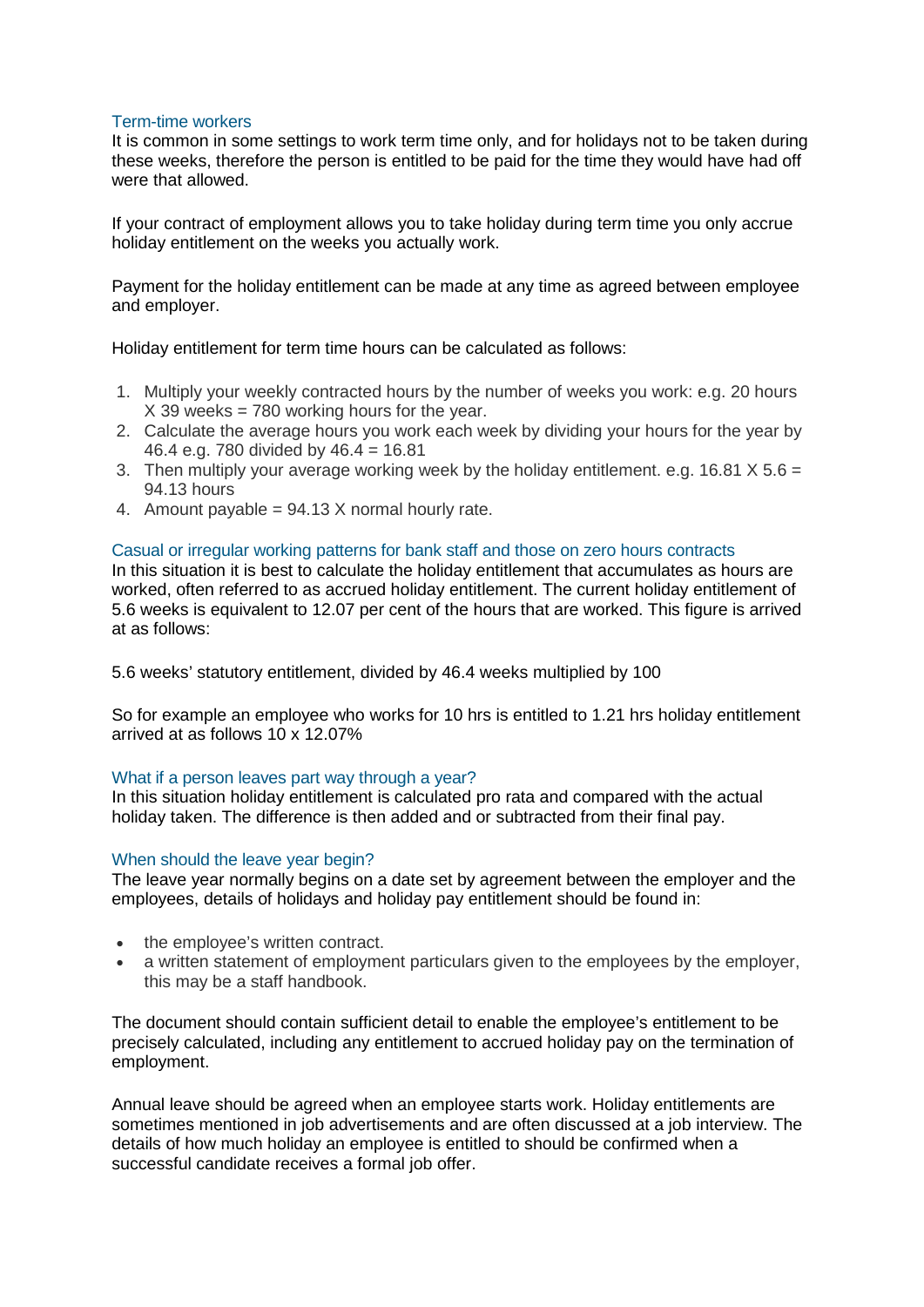### Term-time workers

It is common in some settings to work term time only, and for holidays not to be taken during these weeks, therefore the person is entitled to be paid for the time they would have had off were that allowed.

If your contract of employment allows you to take holiday during term time you only accrue holiday entitlement on the weeks you actually work.

Payment for the holiday entitlement can be made at any time as agreed between employee and employer.

Holiday entitlement for term time hours can be calculated as follows:

1. Multiply your weekly contracted hours by the number of weeks you work: e.g. 20 hours X 39 weeks = 780 working hours for the year.
2. Calculate the average hours you work each week by dividing your hours for the year by 46.4 e.g. 780 divided by 46.4 = 16.81
3. Then multiply your average working week by the holiday entitlement. e.g. 16.81 X 5.6 = 94.13 hours
4. Amount payable = 94.13 X normal hourly rate.

### Casual or irregular working patterns for bank staff and those on zero hours contracts

In this situation it is best to calculate the holiday entitlement that accumulates as hours are worked, often referred to as accrued holiday entitlement. The current holiday entitlement of 5.6 weeks is equivalent to 12.07 per cent of the hours that are worked. This figure is arrived at as follows:

5.6 weeks' statutory entitlement, divided by 46.4 weeks multiplied by 100

So for example an employee who works for 10 hrs is entitled to 1.21 hrs holiday entitlement arrived at as follows 10 x 12.07%

### What if a person leaves part way through a year?

In this situation holiday entitlement is calculated pro rata and compared with the actual holiday taken. The difference is then added and or subtracted from their final pay.

### When should the leave year begin?

The leave year normally begins on a date set by agreement between the employer and the employees, details of holidays and holiday pay entitlement should be found in:

- the employee's written contract.
- a written statement of employment particulars given to the employees by the employer, this may be a staff handbook.

The document should contain sufficient detail to enable the employee's entitlement to be precisely calculated, including any entitlement to accrued holiday pay on the termination of employment.

Annual leave should be agreed when an employee starts work. Holiday entitlements are sometimes mentioned in job advertisements and are often discussed at a job interview. The details of how much holiday an employee is entitled to should be confirmed when a successful candidate receives a formal job offer.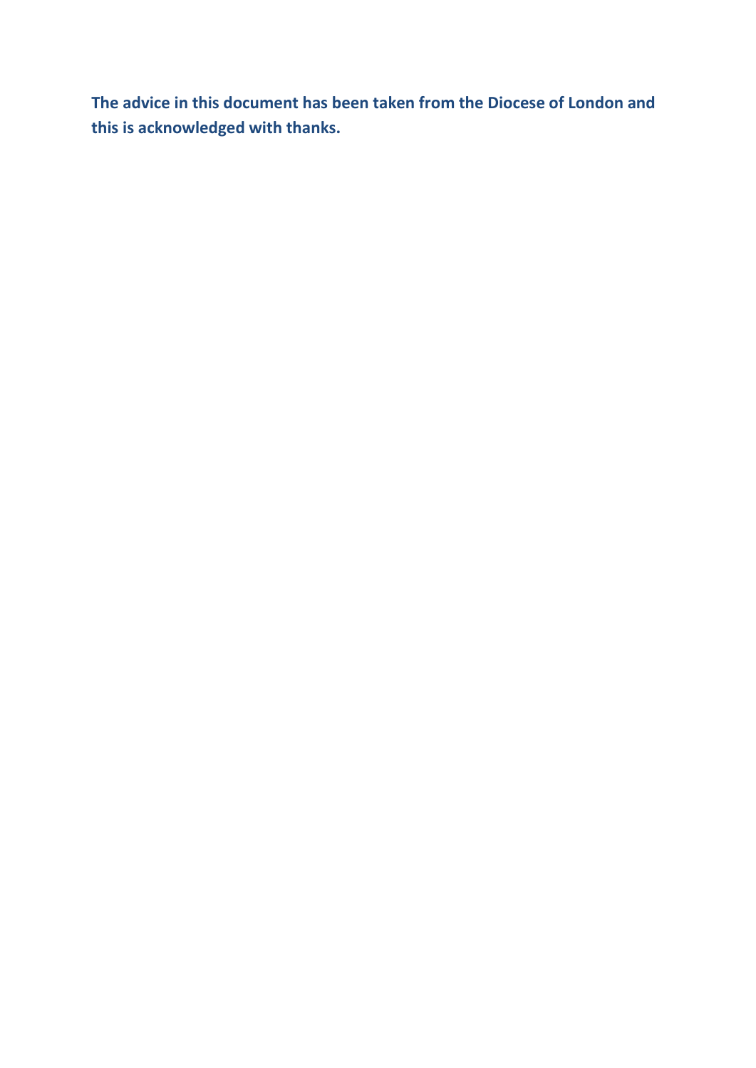**The advice in this document has been taken from the Diocese of London and this is acknowledged with thanks.**